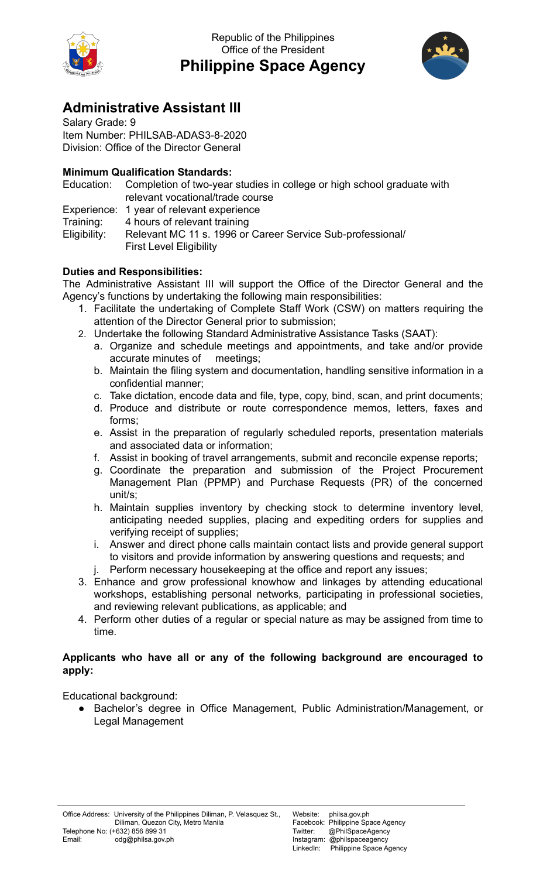Republic of the Philippines
Office of the President

# Philippine Space Agency

## Administrative Assistant III

Salary Grade: 9
Item Number: PHILSAB-ADAS3-8-2020
Division: Office of the Director General

**Minimum Qualification Standards:**

Education: Completion of two-year studies in college or high school graduate with relevant vocational/trade course
Experience: 1 year of relevant experience
Training: 4 hours of relevant training
Eligibility: Relevant MC 11 s. 1996 or Career Service Sub-professional/ First Level Eligibility

**Duties and Responsibilities:**

The Administrative Assistant III will support the Office of the Director General and the Agency's functions by undertaking the following main responsibilities:

1. Facilitate the undertaking of Complete Staff Work (CSW) on matters requiring the attention of the Director General prior to submission;
2. Undertake the following Standard Administrative Assistance Tasks (SAAT):
   a. Organize and schedule meetings and appointments, and take and/or provide accurate minutes of meetings;
   b. Maintain the filing system and documentation, handling sensitive information in a confidential manner;
   c. Take dictation, encode data and file, type, copy, bind, scan, and print documents;
   d. Produce and distribute or route correspondence memos, letters, faxes and forms;
   e. Assist in the preparation of regularly scheduled reports, presentation materials and associated data or information;
   f. Assist in booking of travel arrangements, submit and reconcile expense reports;
   g. Coordinate the preparation and submission of the Project Procurement Management Plan (PPMP) and Purchase Requests (PR) of the concerned unit/s;
   h. Maintain supplies inventory by checking stock to determine inventory level, anticipating needed supplies, placing and expediting orders for supplies and verifying receipt of supplies;
   i. Answer and direct phone calls maintain contact lists and provide general support to visitors and provide information by answering questions and requests; and
   j. Perform necessary housekeeping at the office and report any issues;
3. Enhance and grow professional knowhow and linkages by attending educational workshops, establishing personal networks, participating in professional societies, and reviewing relevant publications, as applicable; and
4. Perform other duties of a regular or special nature as may be assigned from time to time.

**Applicants who have all or any of the following background are encouraged to apply:**

Educational background:

- Bachelor's degree in Office Management, Public Administration/Management, or Legal Management

Office Address: University of the Philippines Diliman, P. Velasquez St., Diliman, Quezon City, Metro Manila
Telephone No: (+632) 856 899 31
Email: odg@philsa.gov.ph

Website: philsa.gov.ph
Facebook: Philippine Space Agency
Twitter: @PhilSpaceAgency
Instagram: @philspaceagency
LinkedIn: Philippine Space Agency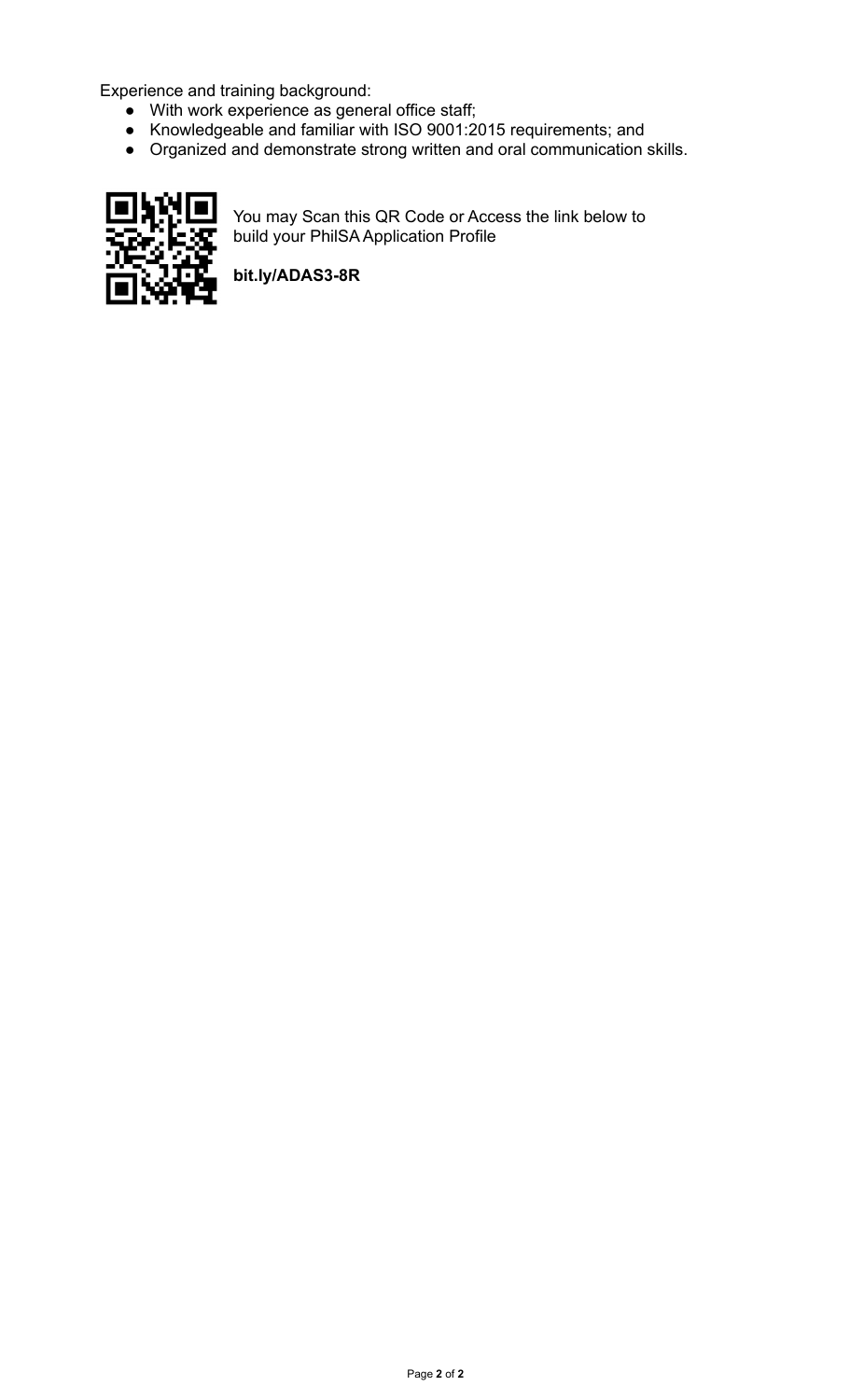Experience and training background:

- With work experience as general office staff;
- Knowledgeable and familiar with ISO 9001:2015 requirements; and
- Organized and demonstrate strong written and oral communication skills.

You may Scan this QR Code or Access the link below to build your PhilSA Application Profile

**bit.ly/ADAS3-8R**